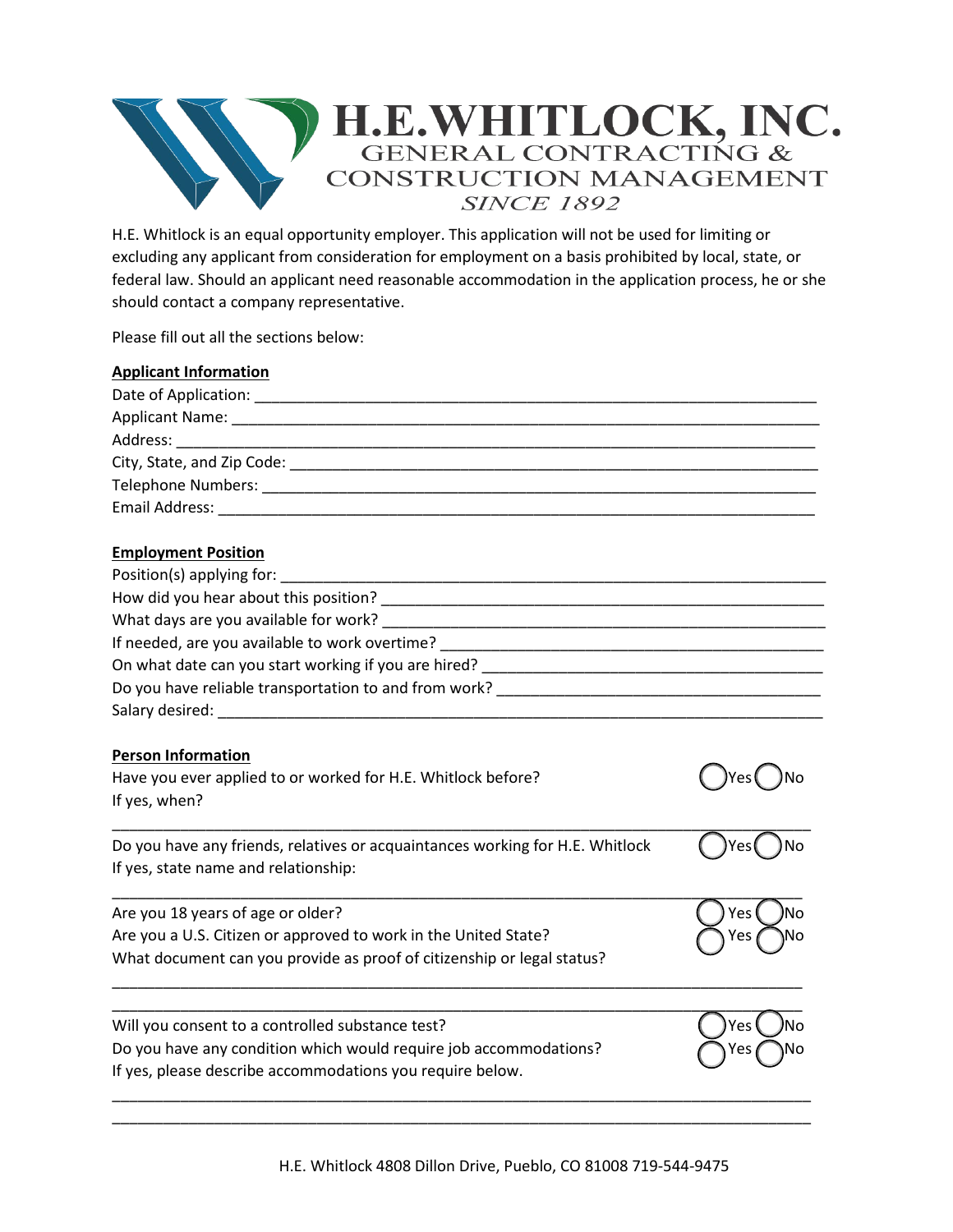# H.E.WHITLOCK, INC.

GENERAL CONTRACTING &
CONSTRUCTION MANAGEMENT
*SINCE 1892*

H.E. Whitlock is an equal opportunity employer. This application will not be used for limiting or excluding any applicant from consideration for employment on a basis prohibited by local, state, or federal law. Should an applicant need reasonable accommodation in the application process, he or she should contact a company representative.

Please fill out all the sections below:

**Applicant Information**

Date of Application: ______________________________________________________________________

Applicant Name: ________________________________________________________________________

Address: _______________________________________________________________________________

City, State, and Zip Code: ________________________________________________________________

Telephone Numbers: ____________________________________________________________________

Email Address: _________________________________________________________________________

**Employment Position**

Position(s) applying for: _________________________________________________________________

How did you hear about this position? _____________________________________________________

What days are you available for work? _____________________________________________________

If needed, are you available to work overtime? ______________________________________________

On what date can you start working if you are hired? _________________________________________

Do you have reliable transportation to and from work? ________________________________________

Salary desired: _________________________________________________________________________

**Person Information**

Have you ever applied to or worked for H.E. Whitlock before? ◯ Yes ◯ No

If yes, when?

_______________________________________________________________________________________

Do you have any friends, relatives or acquaintances working for H.E. Whitlock ◯ Yes ◯ No

If yes, state name and relationship:

_______________________________________________________________________________________

Are you 18 years of age or older? ◯ Yes ◯ No

Are you a U.S. Citizen or approved to work in the United State? ◯ Yes ◯ No

What document can you provide as proof of citizenship or legal status?

_______________________________________________________________________________________

_______________________________________________________________________________________

Will you consent to a controlled substance test? ◯ Yes ◯ No

Do you have any condition which would require job accommodations? ◯ Yes ◯ No

If yes, please describe accommodations you require below.

_______________________________________________________________________________________

_______________________________________________________________________________________

H.E. Whitlock 4808 Dillon Drive, Pueblo, CO 81008 719-544-9475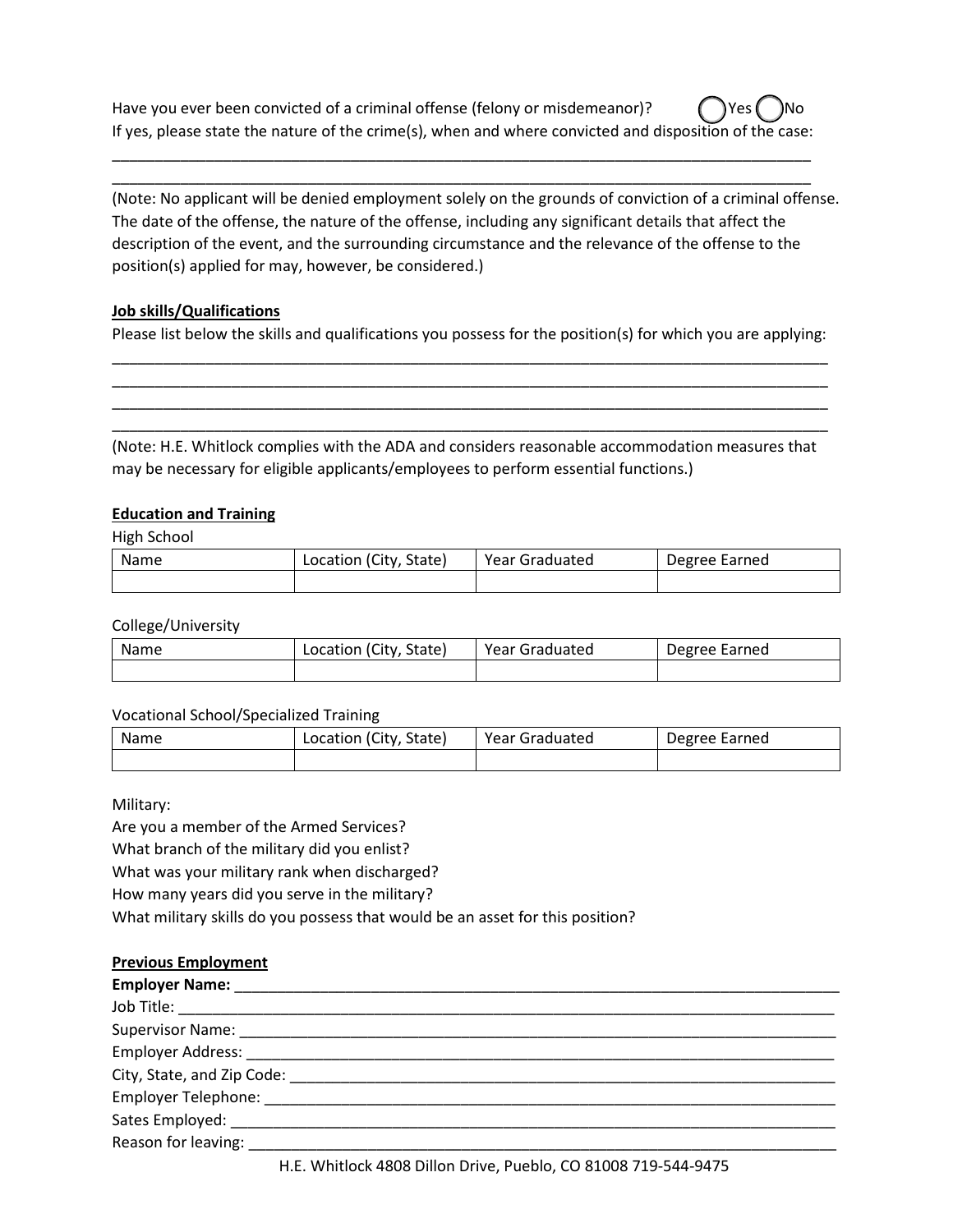Have you ever been convicted of a criminal offense (felony or misdemeanor)? ◯ Yes ◯ No
If yes, please state the nature of the crime(s), when and where convicted and disposition of the case:

_______________________________________________________________________________________
_______________________________________________________________________________________

(Note: No applicant will be denied employment solely on the grounds of conviction of a criminal offense. The date of the offense, the nature of the offense, including any significant details that affect the description of the event, and the surrounding circumstance and the relevance of the offense to the position(s) applied for may, however, be considered.)

**Job skills/Qualifications**

Please list below the skills and qualifications you possess for the position(s) for which you are applying:

_______________________________________________________________________________________
_______________________________________________________________________________________
_______________________________________________________________________________________
_______________________________________________________________________________________

(Note: H.E. Whitlock complies with the ADA and considers reasonable accommodation measures that may be necessary for eligible applicants/employees to perform essential functions.)

**Education and Training**

High School

| Name | Location (City, State) | Year Graduated | Degree Earned |
|---|---|---|---|
| | | | |

College/University

| Name | Location (City, State) | Year Graduated | Degree Earned |
|---|---|---|---|
| | | | |

Vocational School/Specialized Training

| Name | Location (City, State) | Year Graduated | Degree Earned |
|---|---|---|---|
| | | | |

Military:

Are you a member of the Armed Services?
What branch of the military did you enlist?
What was your military rank when discharged?
How many years did you serve in the military?
What military skills do you possess that would be an asset for this position?

**Previous Employment**

**Employer Name:** ___________________________________________________________________
Job Title: _________________________________________________________________________
Supervisor Name: ___________________________________________________________________
Employer Address: __________________________________________________________________
City, State, and Zip Code: ___________________________________________________________
Employer Telephone: ________________________________________________________________
Sates Employed: ____________________________________________________________________
Reason for leaving: _________________________________________________________________

H.E. Whitlock 4808 Dillon Drive, Pueblo, CO 81008 719-544-9475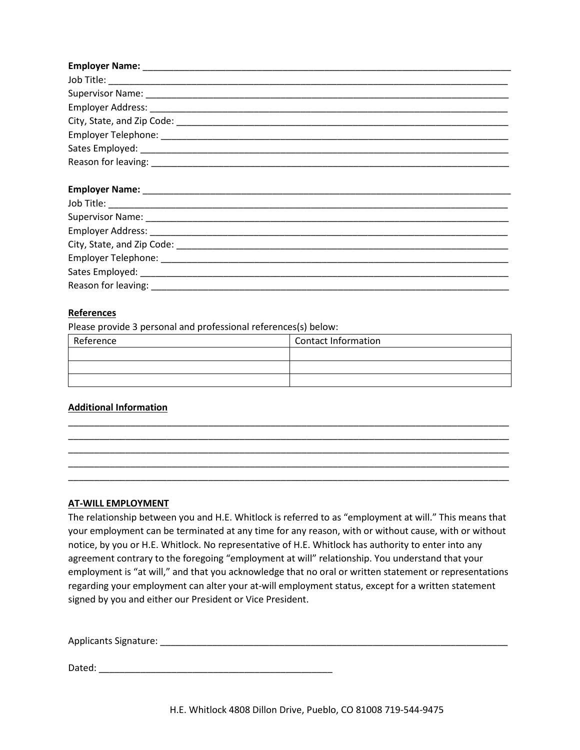**Employer Name:** ___________________________________________________________________________

Job Title: ______________________________________________________________________________

Supervisor Name: _________________________________________________________________________

Employer Address: ________________________________________________________________________

City, State, and Zip Code: ___________________________________________________________________

Employer Telephone: ______________________________________________________________________

Sates Employed: __________________________________________________________________________

Reason for leaving: _______________________________________________________________________

**Employer Name:** ___________________________________________________________________________

Job Title: ______________________________________________________________________________

Supervisor Name: _________________________________________________________________________

Employer Address: ________________________________________________________________________

City, State, and Zip Code: ___________________________________________________________________

Employer Telephone: ______________________________________________________________________

Sates Employed: __________________________________________________________________________

Reason for leaving: _______________________________________________________________________

**References**

Please provide 3 personal and professional references(s) below:

| Reference | Contact Information |
|---|---|
| | |
| | |
| | |

**Additional Information**

___________________________________________________________________________________________

___________________________________________________________________________________________

___________________________________________________________________________________________

___________________________________________________________________________________________

___________________________________________________________________________________________

**AT-WILL EMPLOYMENT**

The relationship between you and H.E. Whitlock is referred to as "employment at will." This means that your employment can be terminated at any time for any reason, with or without cause, with or without notice, by you or H.E. Whitlock. No representative of H.E. Whitlock has authority to enter into any agreement contrary to the foregoing "employment at will" relationship. You understand that your employment is "at will," and that you acknowledge that no oral or written statement or representations regarding your employment can alter your at-will employment status, except for a written statement signed by you and either our President or Vice President.

Applicants Signature: ______________________________________________________________________

Dated: _______________________________________________

H.E. Whitlock 4808 Dillon Drive, Pueblo, CO 81008 719-544-9475